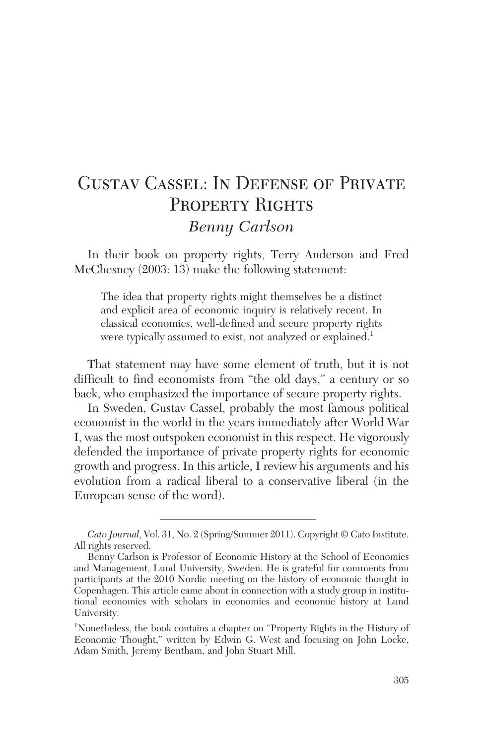# Gustav Cassel: In Defense of Private Property Rights

*Benny Carlson*

In their book on property rights, Terry Anderson and Fred McChesney (2003: 13) make the following statement:

> The idea that property rights might themselves be a distinct and explicit area of economic inquiry is relatively recent. In classical economics, well-defined and secure property rights were typically assumed to exist, not analyzed or explained.[1]

That statement may have some element of truth, but it is not difficult to find economists from "the old days," a century or so back, who emphasized the importance of secure property rights.

In Sweden, Gustav Cassel, probably the most famous political economist in the world in the years immediately after World War I, was the most outspoken economist in this respect. He vigorously defended the importance of private property rights for economic growth and progress. In this article, I review his arguments and his evolution from a radical liberal to a conservative liberal (in the European sense of the word).

---

*Cato Journal*, Vol. 31, No. 2 (Spring/Summer 2011). Copyright © Cato Institute. All rights reserved.

Benny Carlson is Professor of Economic History at the School of Economics and Management, Lund University, Sweden. He is grateful for comments from participants at the 2010 Nordic meeting on the history of economic thought in Copenhagen. This article came about in connection with a study group in institutional economics with scholars in economics and economic history at Lund University.

[1] Nonetheless, the book contains a chapter on "Property Rights in the History of Economic Thought," written by Edwin G. West and focusing on John Locke, Adam Smith, Jeremy Bentham, and John Stuart Mill.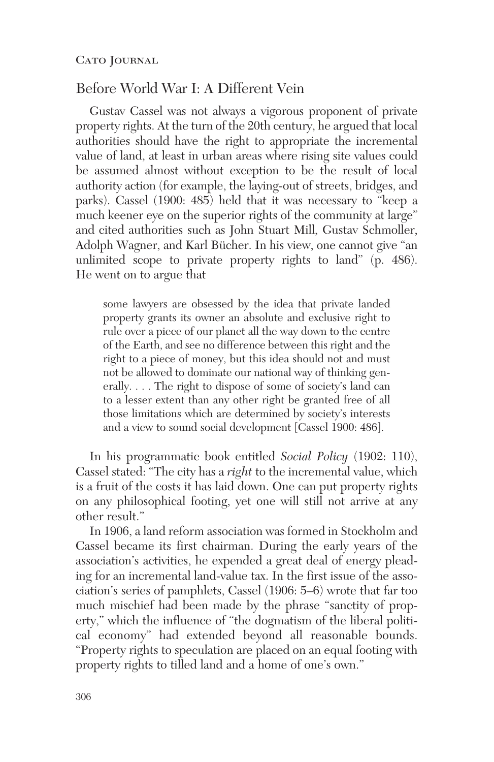## Before World War I: A Different Vein

Gustav Cassel was not always a vigorous proponent of private property rights. At the turn of the 20th century, he argued that local authorities should have the right to appropriate the incremental value of land, at least in urban areas where rising site values could be assumed almost without exception to be the result of local authority action (for example, the laying-out of streets, bridges, and parks). Cassel (1900: 485) held that it was necessary to "keep a much keener eye on the superior rights of the community at large" and cited authorities such as John Stuart Mill, Gustav Schmoller, Adolph Wagner, and Karl Bücher. In his view, one cannot give "an unlimited scope to private property rights to land" (p. 486). He went on to argue that

> some lawyers are obsessed by the idea that private landed property grants its owner an absolute and exclusive right to rule over a piece of our planet all the way down to the centre of the Earth, and see no difference between this right and the right to a piece of money, but this idea should not and must not be allowed to dominate our national way of thinking generally. . . . The right to dispose of some of society's land can to a lesser extent than any other right be granted free of all those limitations which are determined by society's interests and a view to sound social development [Cassel 1900: 486].

In his programmatic book entitled *Social Policy* (1902: 110), Cassel stated: "The city has a *right* to the incremental value, which is a fruit of the costs it has laid down. One can put property rights on any philosophical footing, yet one will still not arrive at any other result."

In 1906, a land reform association was formed in Stockholm and Cassel became its first chairman. During the early years of the association's activities, he expended a great deal of energy pleading for an incremental land-value tax. In the first issue of the association's series of pamphlets, Cassel (1906: 5–6) wrote that far too much mischief had been made by the phrase "sanctity of property," which the influence of "the dogmatism of the liberal political economy" had extended beyond all reasonable bounds. "Property rights to speculation are placed on an equal footing with property rights to tilled land and a home of one's own."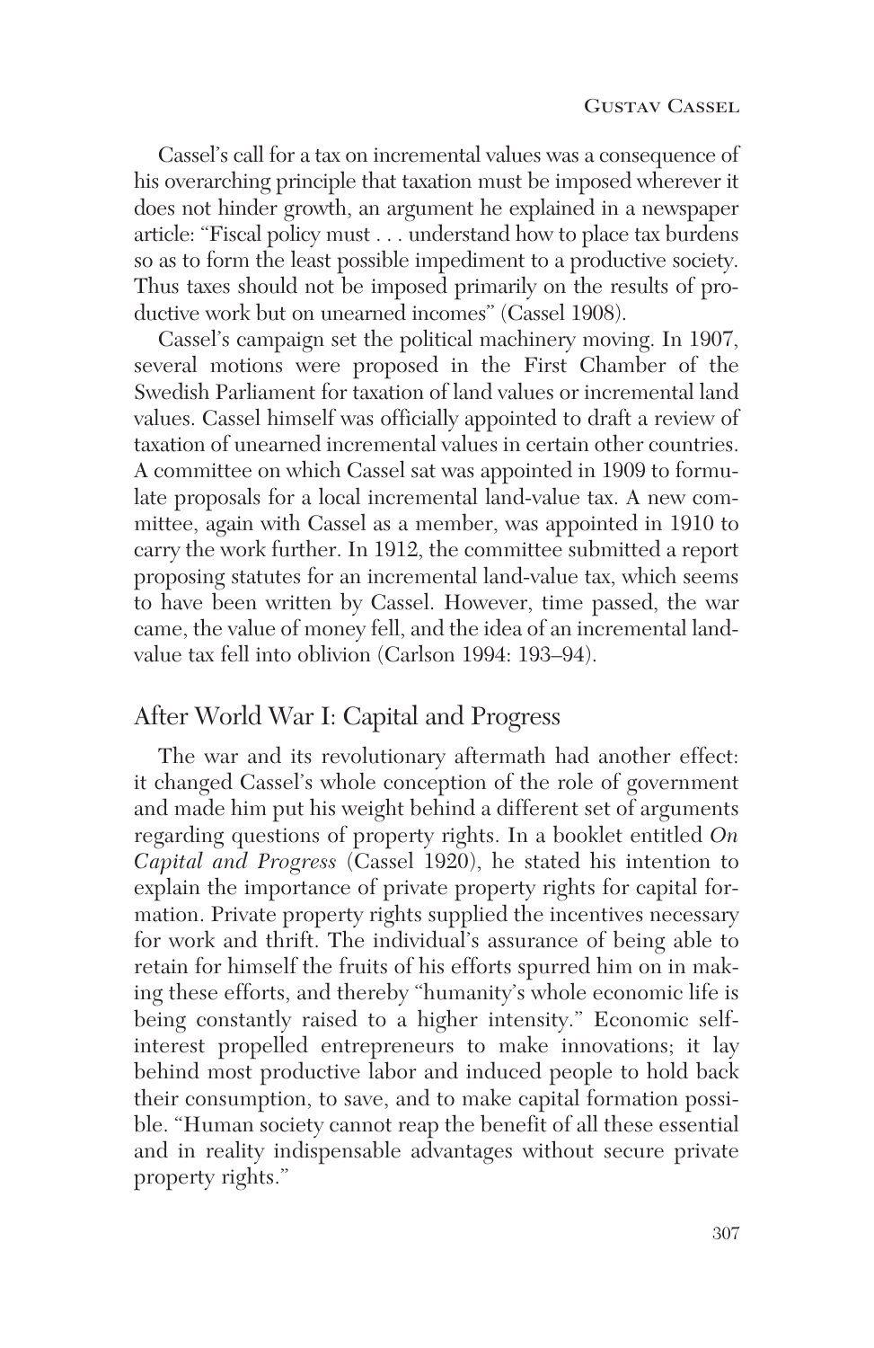Cassel's call for a tax on incremental values was a consequence of his overarching principle that taxation must be imposed wherever it does not hinder growth, an argument he explained in a newspaper article: "Fiscal policy must . . . understand how to place tax burdens so as to form the least possible impediment to a productive society. Thus taxes should not be imposed primarily on the results of productive work but on unearned incomes" (Cassel 1908).

Cassel's campaign set the political machinery moving. In 1907, several motions were proposed in the First Chamber of the Swedish Parliament for taxation of land values or incremental land values. Cassel himself was officially appointed to draft a review of taxation of unearned incremental values in certain other countries. A committee on which Cassel sat was appointed in 1909 to formulate proposals for a local incremental land-value tax. A new committee, again with Cassel as a member, was appointed in 1910 to carry the work further. In 1912, the committee submitted a report proposing statutes for an incremental land-value tax, which seems to have been written by Cassel. However, time passed, the war came, the value of money fell, and the idea of an incremental land-value tax fell into oblivion (Carlson 1994: 193–94).

## After World War I: Capital and Progress

The war and its revolutionary aftermath had another effect: it changed Cassel's whole conception of the role of government and made him put his weight behind a different set of arguments regarding questions of property rights. In a booklet entitled *On Capital and Progress* (Cassel 1920), he stated his intention to explain the importance of private property rights for capital formation. Private property rights supplied the incentives necessary for work and thrift. The individual's assurance of being able to retain for himself the fruits of his efforts spurred him on in making these efforts, and thereby "humanity's whole economic life is being constantly raised to a higher intensity." Economic self-interest propelled entrepreneurs to make innovations; it lay behind most productive labor and induced people to hold back their consumption, to save, and to make capital formation possible. "Human society cannot reap the benefit of all these essential and in reality indispensable advantages without secure private property rights."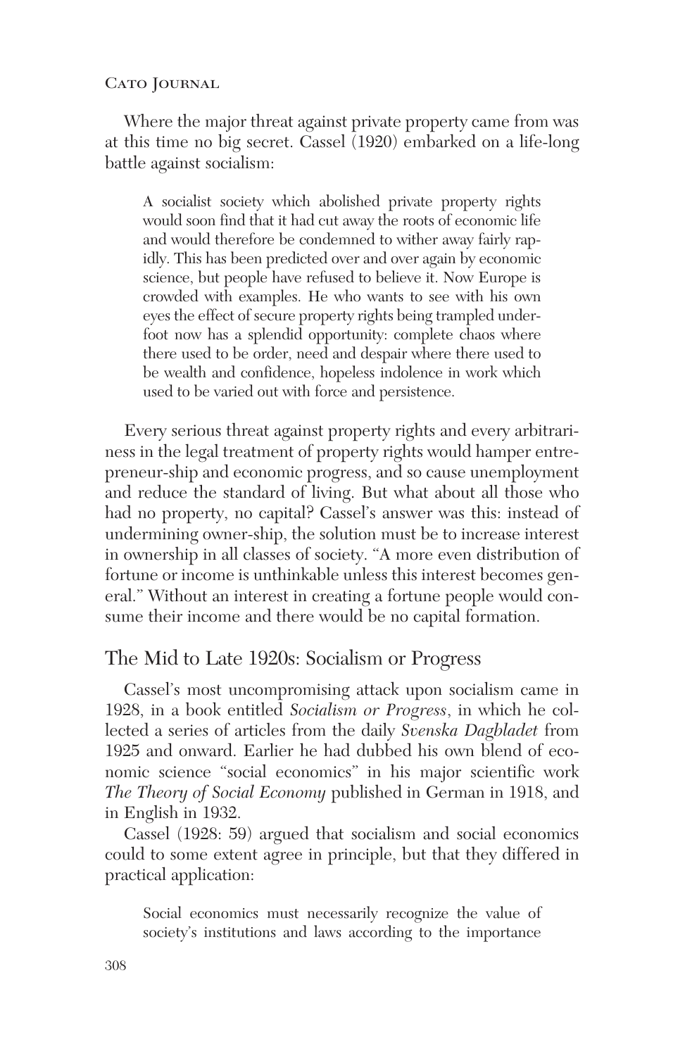Where the major threat against private property came from was at this time no big secret. Cassel (1920) embarked on a life-long battle against socialism:

> A socialist society which abolished private property rights would soon find that it had cut away the roots of economic life and would therefore be condemned to wither away fairly rapidly. This has been predicted over and over again by economic science, but people have refused to believe it. Now Europe is crowded with examples. He who wants to see with his own eyes the effect of secure property rights being trampled underfoot now has a splendid opportunity: complete chaos where there used to be order, need and despair where there used to be wealth and confidence, hopeless indolence in work which used to be varied out with force and persistence.

Every serious threat against property rights and every arbitrariness in the legal treatment of property rights would hamper entrepreneur-ship and economic progress, and so cause unemployment and reduce the standard of living. But what about all those who had no property, no capital? Cassel's answer was this: instead of undermining owner-ship, the solution must be to increase interest in ownership in all classes of society. "A more even distribution of fortune or income is unthinkable unless this interest becomes general." Without an interest in creating a fortune people would consume their income and there would be no capital formation.

## The Mid to Late 1920s: Socialism or Progress

Cassel's most uncompromising attack upon socialism came in 1928, in a book entitled *Socialism or Progress*, in which he collected a series of articles from the daily *Svenska Dagbladet* from 1925 and onward. Earlier he had dubbed his own blend of economic science "social economics" in his major scientific work *The Theory of Social Economy* published in German in 1918, and in English in 1932.

Cassel (1928: 59) argued that socialism and social economics could to some extent agree in principle, but that they differed in practical application:

> Social economics must necessarily recognize the value of society's institutions and laws according to the importance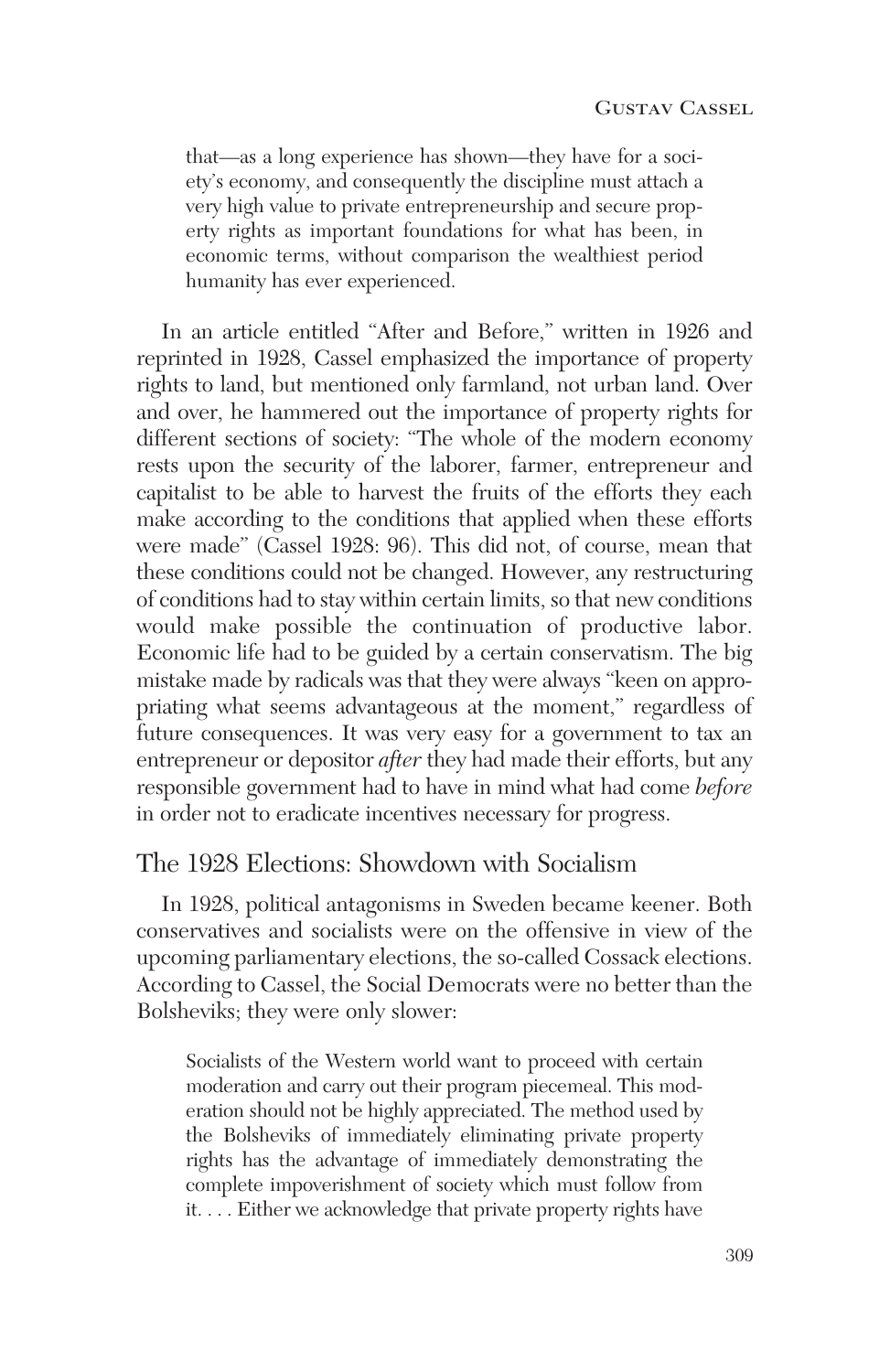> that—as a long experience has shown—they have for a society's economy, and consequently the discipline must attach a very high value to private entrepreneurship and secure property rights as important foundations for what has been, in economic terms, without comparison the wealthiest period humanity has ever experienced.

In an article entitled "After and Before," written in 1926 and reprinted in 1928, Cassel emphasized the importance of property rights to land, but mentioned only farmland, not urban land. Over and over, he hammered out the importance of property rights for different sections of society: "The whole of the modern economy rests upon the security of the laborer, farmer, entrepreneur and capitalist to be able to harvest the fruits of the efforts they each make according to the conditions that applied when these efforts were made" (Cassel 1928: 96). This did not, of course, mean that these conditions could not be changed. However, any restructuring of conditions had to stay within certain limits, so that new conditions would make possible the continuation of productive labor. Economic life had to be guided by a certain conservatism. The big mistake made by radicals was that they were always "keen on appropriating what seems advantageous at the moment," regardless of future consequences. It was very easy for a government to tax an entrepreneur or depositor *after* they had made their efforts, but any responsible government had to have in mind what had come *before* in order not to eradicate incentives necessary for progress.

## The 1928 Elections: Showdown with Socialism

In 1928, political antagonisms in Sweden became keener. Both conservatives and socialists were on the offensive in view of the upcoming parliamentary elections, the so-called Cossack elections. According to Cassel, the Social Democrats were no better than the Bolsheviks; they were only slower:

> Socialists of the Western world want to proceed with certain moderation and carry out their program piecemeal. This moderation should not be highly appreciated. The method used by the Bolsheviks of immediately eliminating private property rights has the advantage of immediately demonstrating the complete impoverishment of society which must follow from it. . . . Either we acknowledge that private property rights have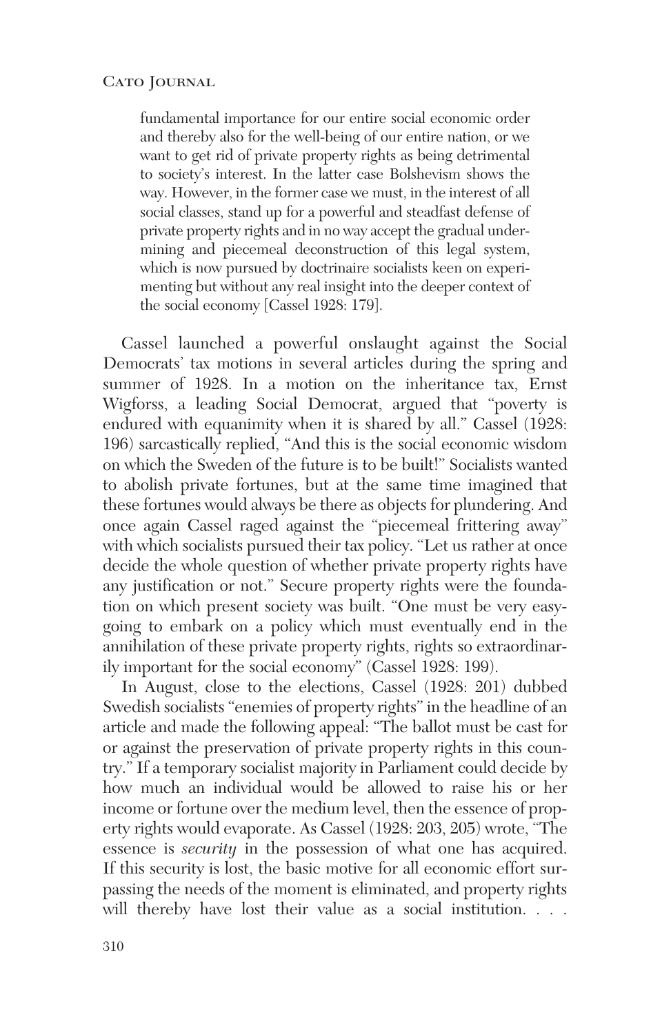> fundamental importance for our entire social economic order and thereby also for the well-being of our entire nation, or we want to get rid of private property rights as being detrimental to society's interest. In the latter case Bolshevism shows the way. However, in the former case we must, in the interest of all social classes, stand up for a powerful and steadfast defense of private property rights and in no way accept the gradual undermining and piecemeal deconstruction of this legal system, which is now pursued by doctrinaire socialists keen on experimenting but without any real insight into the deeper context of the social economy [Cassel 1928: 179].

Cassel launched a powerful onslaught against the Social Democrats' tax motions in several articles during the spring and summer of 1928. In a motion on the inheritance tax, Ernst Wigforss, a leading Social Democrat, argued that "poverty is endured with equanimity when it is shared by all." Cassel (1928: 196) sarcastically replied, "And this is the social economic wisdom on which the Sweden of the future is to be built!" Socialists wanted to abolish private fortunes, but at the same time imagined that these fortunes would always be there as objects for plundering. And once again Cassel raged against the "piecemeal frittering away" with which socialists pursued their tax policy. "Let us rather at once decide the whole question of whether private property rights have any justification or not." Secure property rights were the foundation on which present society was built. "One must be very easygoing to embark on a policy which must eventually end in the annihilation of these private property rights, rights so extraordinarily important for the social economy" (Cassel 1928: 199).

In August, close to the elections, Cassel (1928: 201) dubbed Swedish socialists "enemies of property rights" in the headline of an article and made the following appeal: "The ballot must be cast for or against the preservation of private property rights in this country." If a temporary socialist majority in Parliament could decide by how much an individual would be allowed to raise his or her income or fortune over the medium level, then the essence of property rights would evaporate. As Cassel (1928: 203, 205) wrote, "The essence is *security* in the possession of what one has acquired. If this security is lost, the basic motive for all economic effort surpassing the needs of the moment is eliminated, and property rights will thereby have lost their value as a social institution. . . .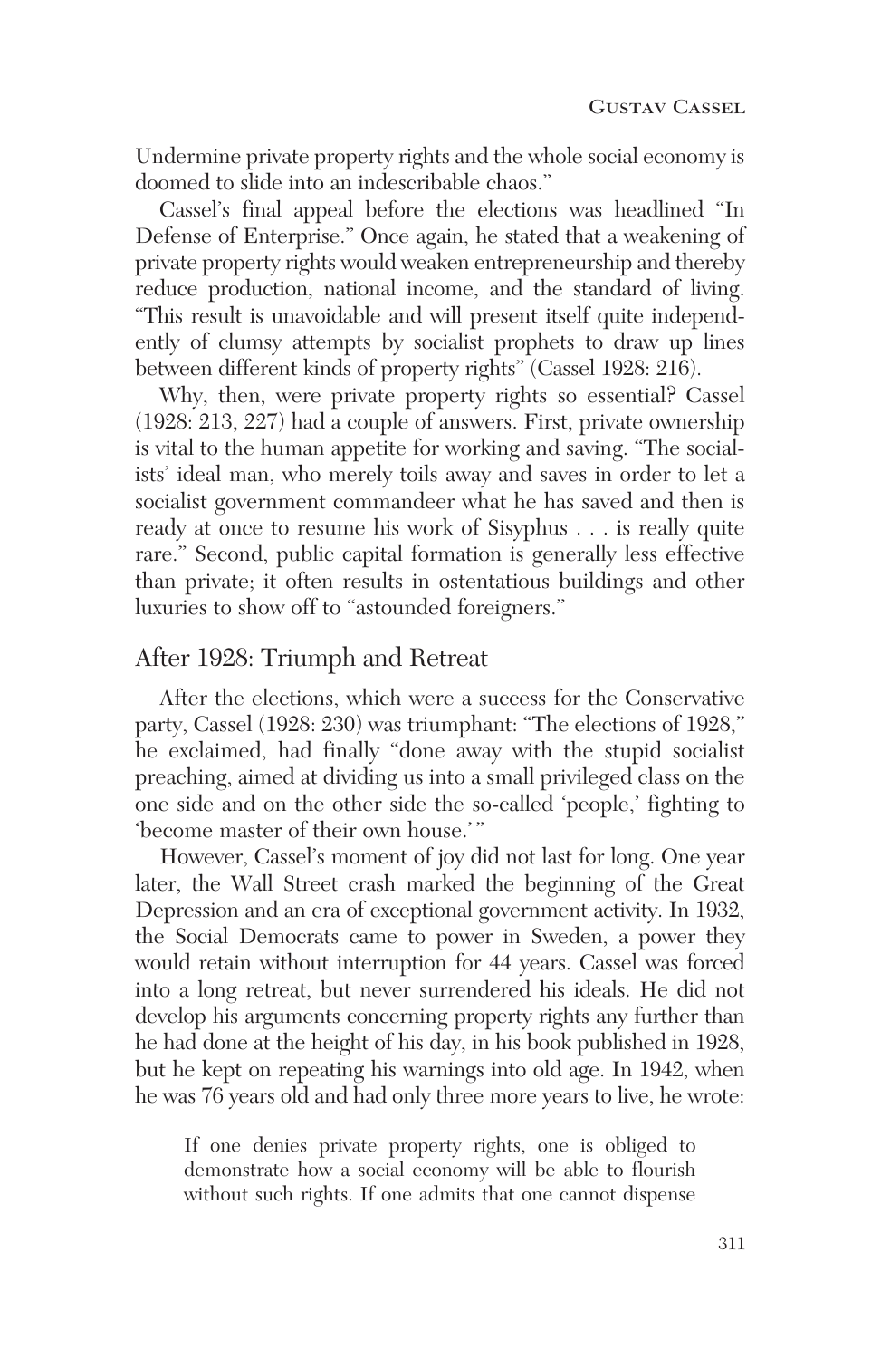Undermine private property rights and the whole social economy is doomed to slide into an indescribable chaos."

Cassel's final appeal before the elections was headlined "In Defense of Enterprise." Once again, he stated that a weakening of private property rights would weaken entrepreneurship and thereby reduce production, national income, and the standard of living. "This result is unavoidable and will present itself quite independently of clumsy attempts by socialist prophets to draw up lines between different kinds of property rights" (Cassel 1928: 216).

Why, then, were private property rights so essential? Cassel (1928: 213, 227) had a couple of answers. First, private ownership is vital to the human appetite for working and saving. "The socialists' ideal man, who merely toils away and saves in order to let a socialist government commandeer what he has saved and then is ready at once to resume his work of Sisyphus . . . is really quite rare." Second, public capital formation is generally less effective than private; it often results in ostentatious buildings and other luxuries to show off to "astounded foreigners."

## After 1928: Triumph and Retreat

After the elections, which were a success for the Conservative party, Cassel (1928: 230) was triumphant: "The elections of 1928," he exclaimed, had finally "done away with the stupid socialist preaching, aimed at dividing us into a small privileged class on the one side and on the other side the so-called 'people,' fighting to 'become master of their own house.'"

However, Cassel's moment of joy did not last for long. One year later, the Wall Street crash marked the beginning of the Great Depression and an era of exceptional government activity. In 1932, the Social Democrats came to power in Sweden, a power they would retain without interruption for 44 years. Cassel was forced into a long retreat, but never surrendered his ideals. He did not develop his arguments concerning property rights any further than he had done at the height of his day, in his book published in 1928, but he kept on repeating his warnings into old age. In 1942, when he was 76 years old and had only three more years to live, he wrote:

> If one denies private property rights, one is obliged to demonstrate how a social economy will be able to flourish without such rights. If one admits that one cannot dispense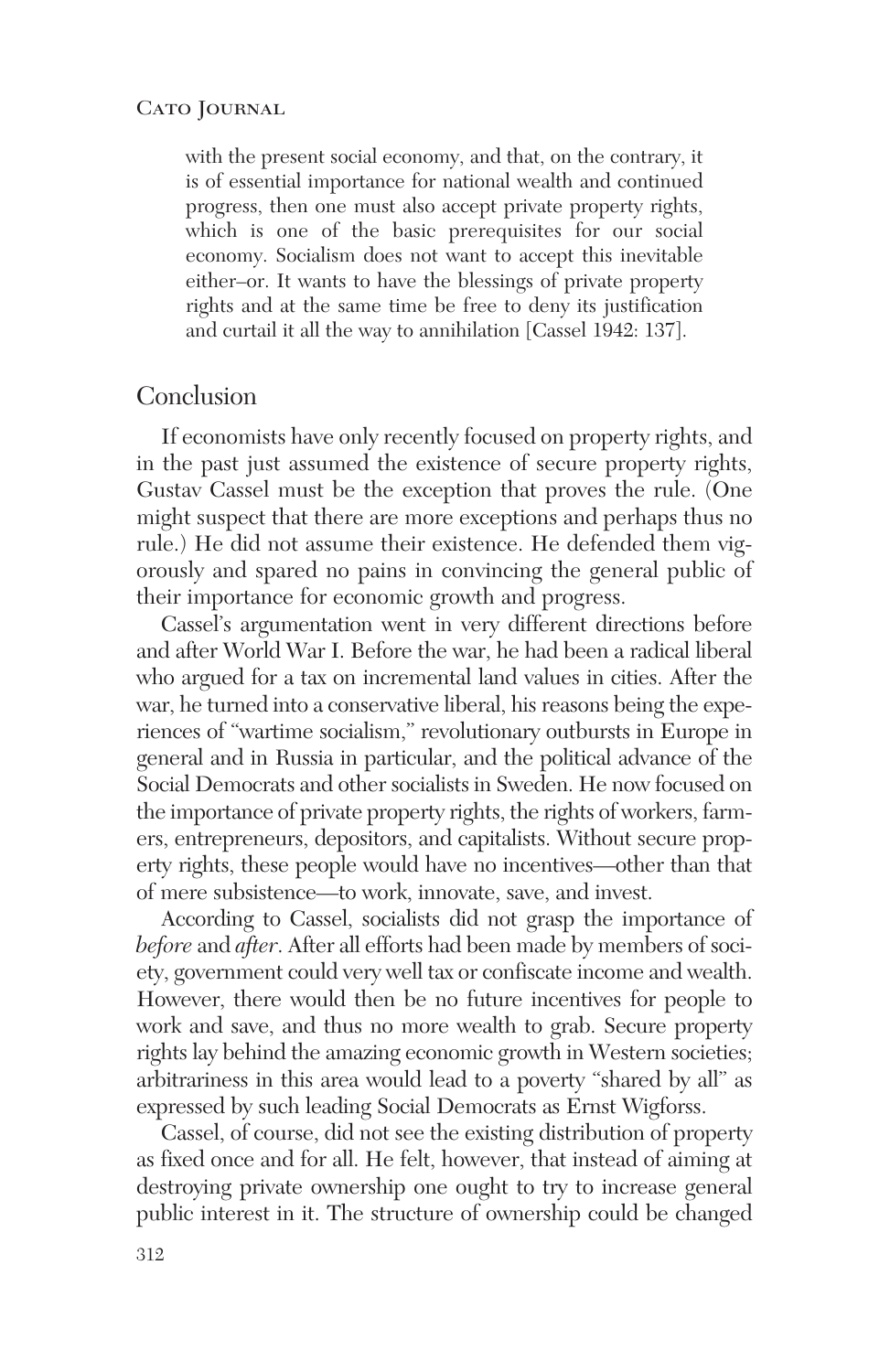> with the present social economy, and that, on the contrary, it is of essential importance for national wealth and continued progress, then one must also accept private property rights, which is one of the basic prerequisites for our social economy. Socialism does not want to accept this inevitable either–or. It wants to have the blessings of private property rights and at the same time be free to deny its justification and curtail it all the way to annihilation [Cassel 1942: 137].

## Conclusion

If economists have only recently focused on property rights, and in the past just assumed the existence of secure property rights, Gustav Cassel must be the exception that proves the rule. (One might suspect that there are more exceptions and perhaps thus no rule.) He did not assume their existence. He defended them vigorously and spared no pains in convincing the general public of their importance for economic growth and progress.

Cassel's argumentation went in very different directions before and after World War I. Before the war, he had been a radical liberal who argued for a tax on incremental land values in cities. After the war, he turned into a conservative liberal, his reasons being the experiences of "wartime socialism," revolutionary outbursts in Europe in general and in Russia in particular, and the political advance of the Social Democrats and other socialists in Sweden. He now focused on the importance of private property rights, the rights of workers, farmers, entrepreneurs, depositors, and capitalists. Without secure property rights, these people would have no incentives—other than that of mere subsistence—to work, innovate, save, and invest.

According to Cassel, socialists did not grasp the importance of *before* and *after*. After all efforts had been made by members of society, government could very well tax or confiscate income and wealth. However, there would then be no future incentives for people to work and save, and thus no more wealth to grab. Secure property rights lay behind the amazing economic growth in Western societies; arbitrariness in this area would lead to a poverty "shared by all" as expressed by such leading Social Democrats as Ernst Wigforss.

Cassel, of course, did not see the existing distribution of property as fixed once and for all. He felt, however, that instead of aiming at destroying private ownership one ought to try to increase general public interest in it. The structure of ownership could be changed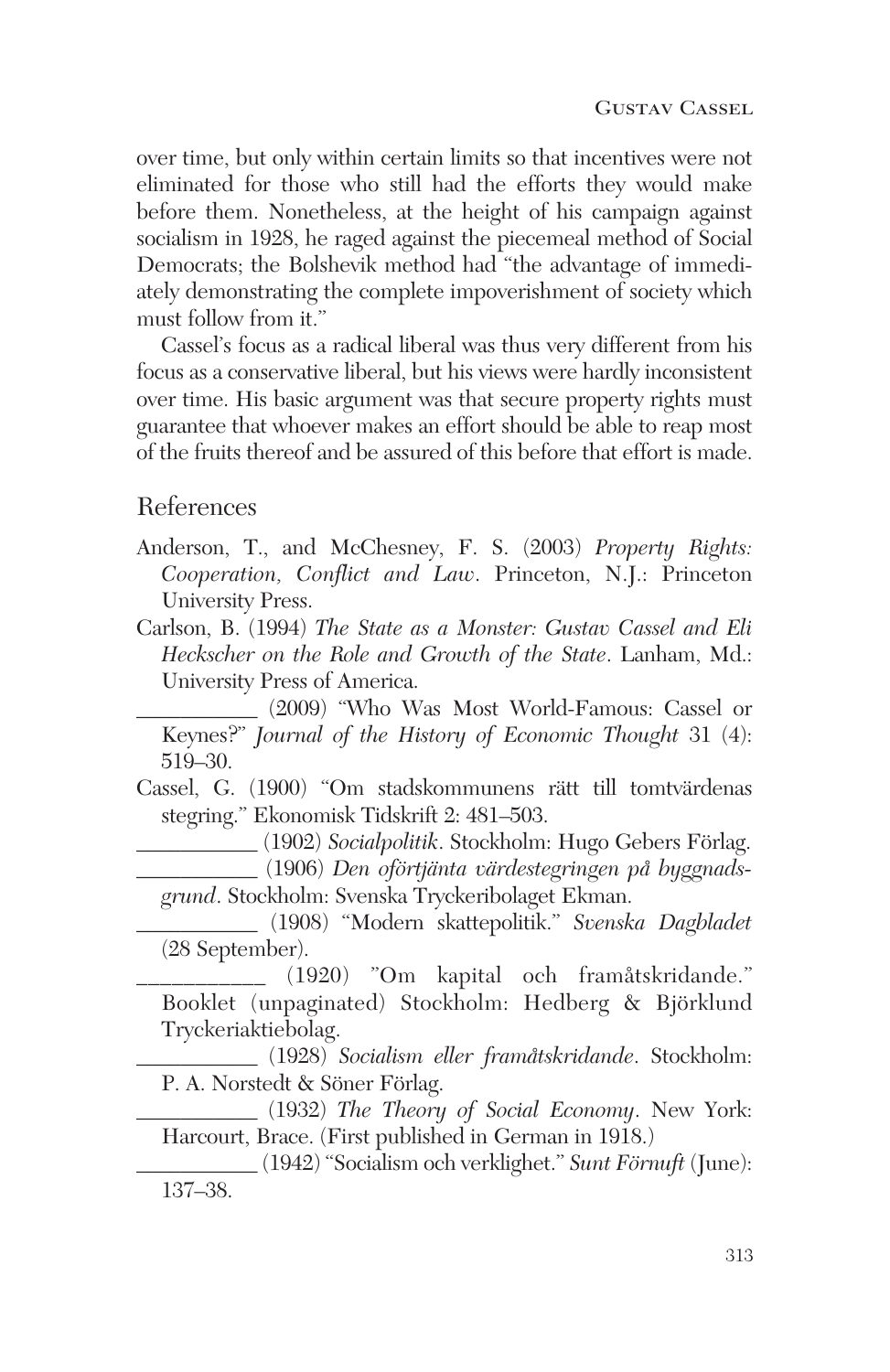over time, but only within certain limits so that incentives were not eliminated for those who still had the efforts they would make before them. Nonetheless, at the height of his campaign against socialism in 1928, he raged against the piecemeal method of Social Democrats; the Bolshevik method had "the advantage of immediately demonstrating the complete impoverishment of society which must follow from it."

Cassel's focus as a radical liberal was thus very different from his focus as a conservative liberal, but his views were hardly inconsistent over time. His basic argument was that secure property rights must guarantee that whoever makes an effort should be able to reap most of the fruits thereof and be assured of this before that effort is made.

## References

Anderson, T., and McChesney, F. S. (2003) *Property Rights: Cooperation, Conflict and Law*. Princeton, N.J.: Princeton University Press.

Carlson, B. (1994) *The State as a Monster: Gustav Cassel and Eli Heckscher on the Role and Growth of the State*. Lanham, Md.: University Press of America.

__________ (2009) "Who Was Most World-Famous: Cassel or Keynes?" *Journal of the History of Economic Thought* 31 (4): 519–30.

Cassel, G. (1900) "Om stadskommunens rätt till tomtvärdenas stegring." Ekonomisk Tidskrift 2: 481–503.

__________ (1902) *Socialpolitik*. Stockholm: Hugo Gebers Förlag.

__________ (1906) *Den oförtjänta värdestegringen på byggnadsgrund*. Stockholm: Svenska Tryckeribolaget Ekman.

__________ (1908) "Modern skattepolitik." *Svenska Dagbladet* (28 September).

__________ (1920) "Om kapital och framåtskridande." Booklet (unpaginated) Stockholm: Hedberg & Björklund Tryckeriaktiebolag.

__________ (1928) *Socialism eller framåtskridande*. Stockholm: P. A. Norstedt & Söner Förlag.

__________ (1932) *The Theory of Social Economy*. New York: Harcourt, Brace. (First published in German in 1918.)

__________ (1942) "Socialism och verklighet." *Sunt Förnuft* (June): 137–38.